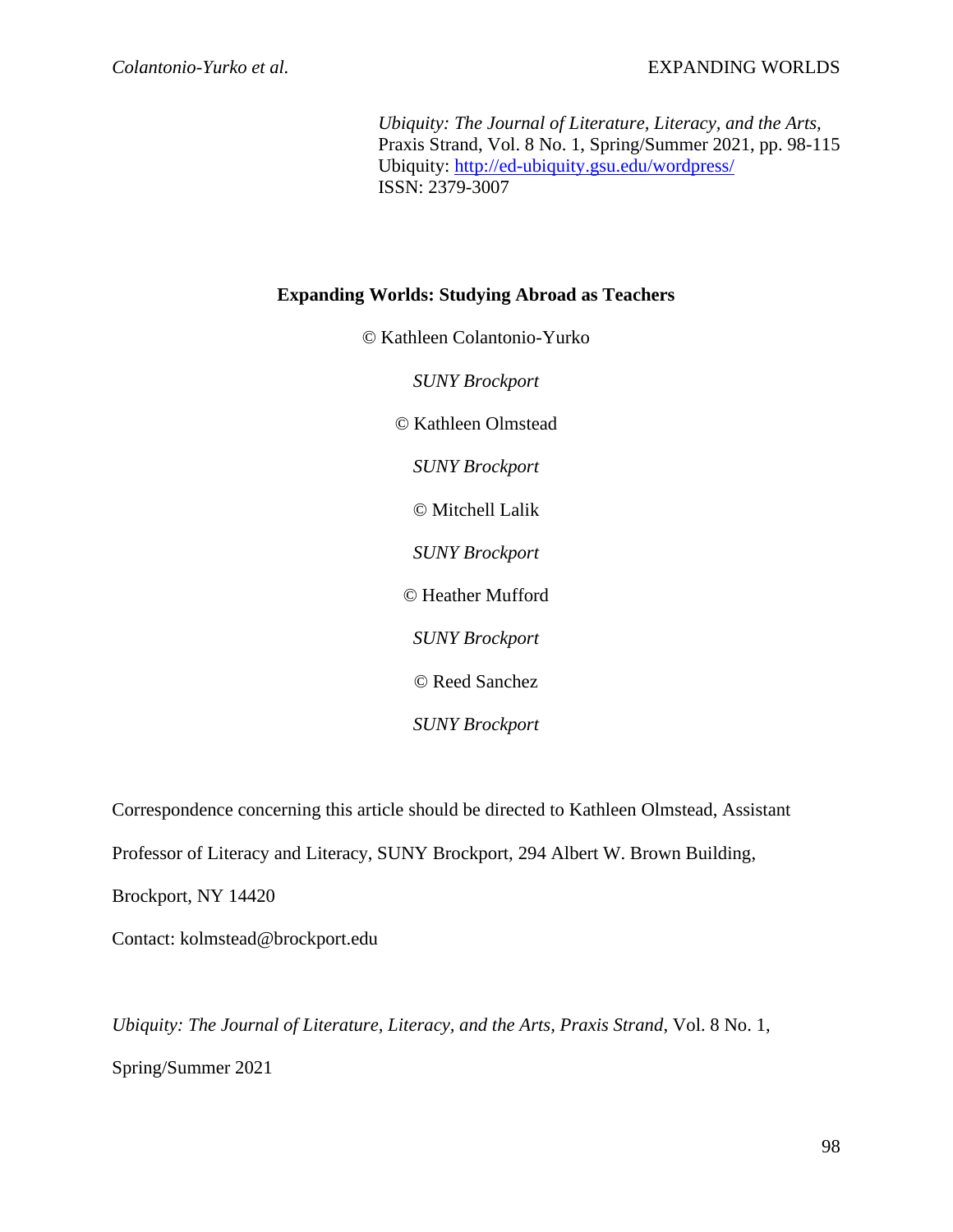*Ubiquity: The Journal of Literature, Literacy, and the Arts,*
Praxis Strand, Vol. 8 No. 1, Spring/Summer 2021, pp. 98-115
Ubiquity: http://ed-ubiquity.gsu.edu/wordpress/
ISSN: 2379-3007

# Expanding Worlds: Studying Abroad as Teachers

© Kathleen Colantonio-Yurko

*SUNY Brockport*

© Kathleen Olmstead

*SUNY Brockport*

© Mitchell Lalik

*SUNY Brockport*

© Heather Mufford

*SUNY Brockport*

© Reed Sanchez

*SUNY Brockport*

Correspondence concerning this article should be directed to Kathleen Olmstead, Assistant Professor of Literacy and Literacy, SUNY Brockport, 294 Albert W. Brown Building, Brockport, NY 14420

Contact: kolmstead@brockport.edu

*Ubiquity: The Journal of Literature, Literacy, and the Arts, Praxis Strand*, Vol. 8 No. 1, Spring/Summer 2021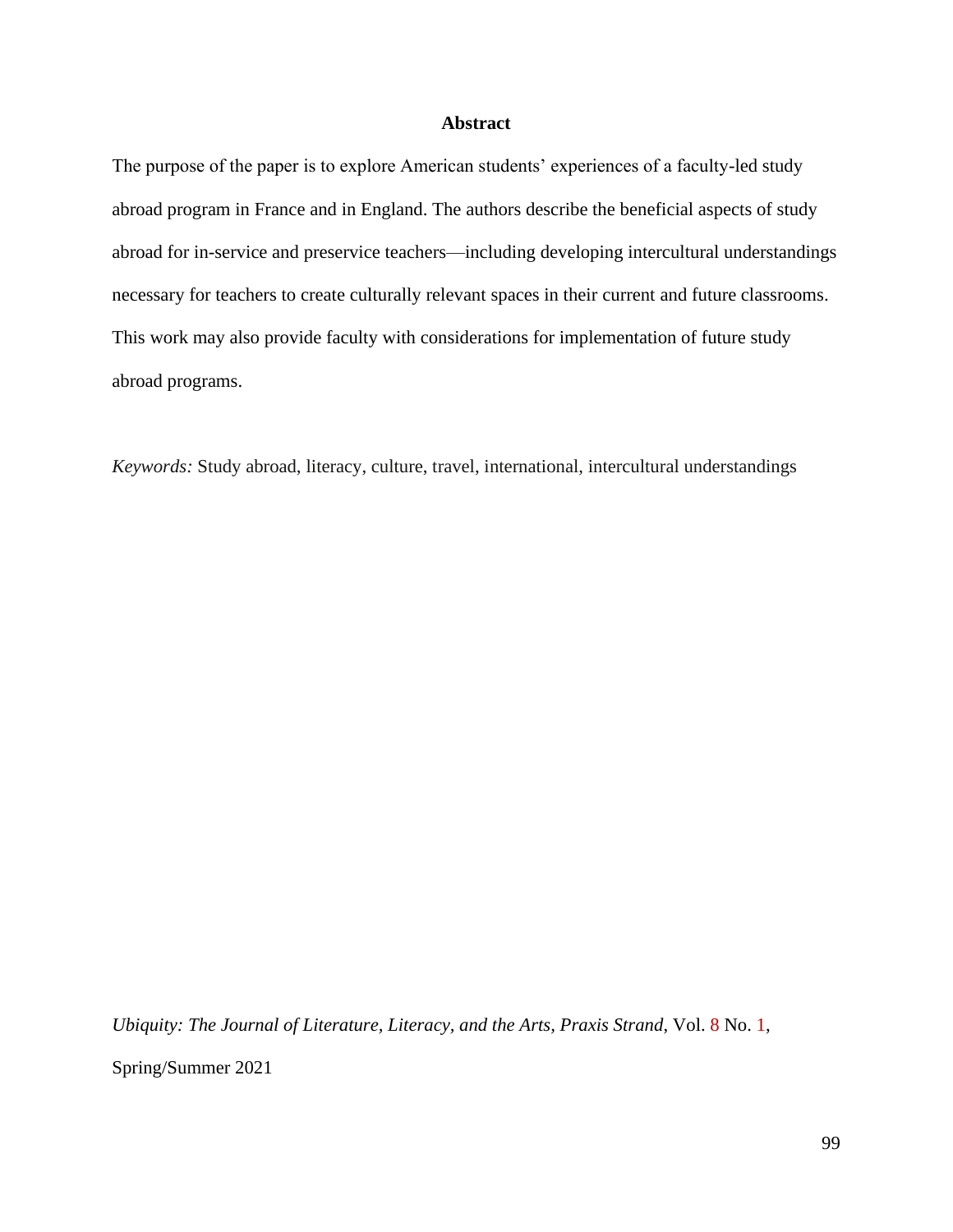## Abstract

The purpose of the paper is to explore American students' experiences of a faculty-led study abroad program in France and in England. The authors describe the beneficial aspects of study abroad for in-service and preservice teachers—including developing intercultural understandings necessary for teachers to create culturally relevant spaces in their current and future classrooms. This work may also provide faculty with considerations for implementation of future study abroad programs.

*Keywords:* Study abroad, literacy, culture, travel, international, intercultural understandings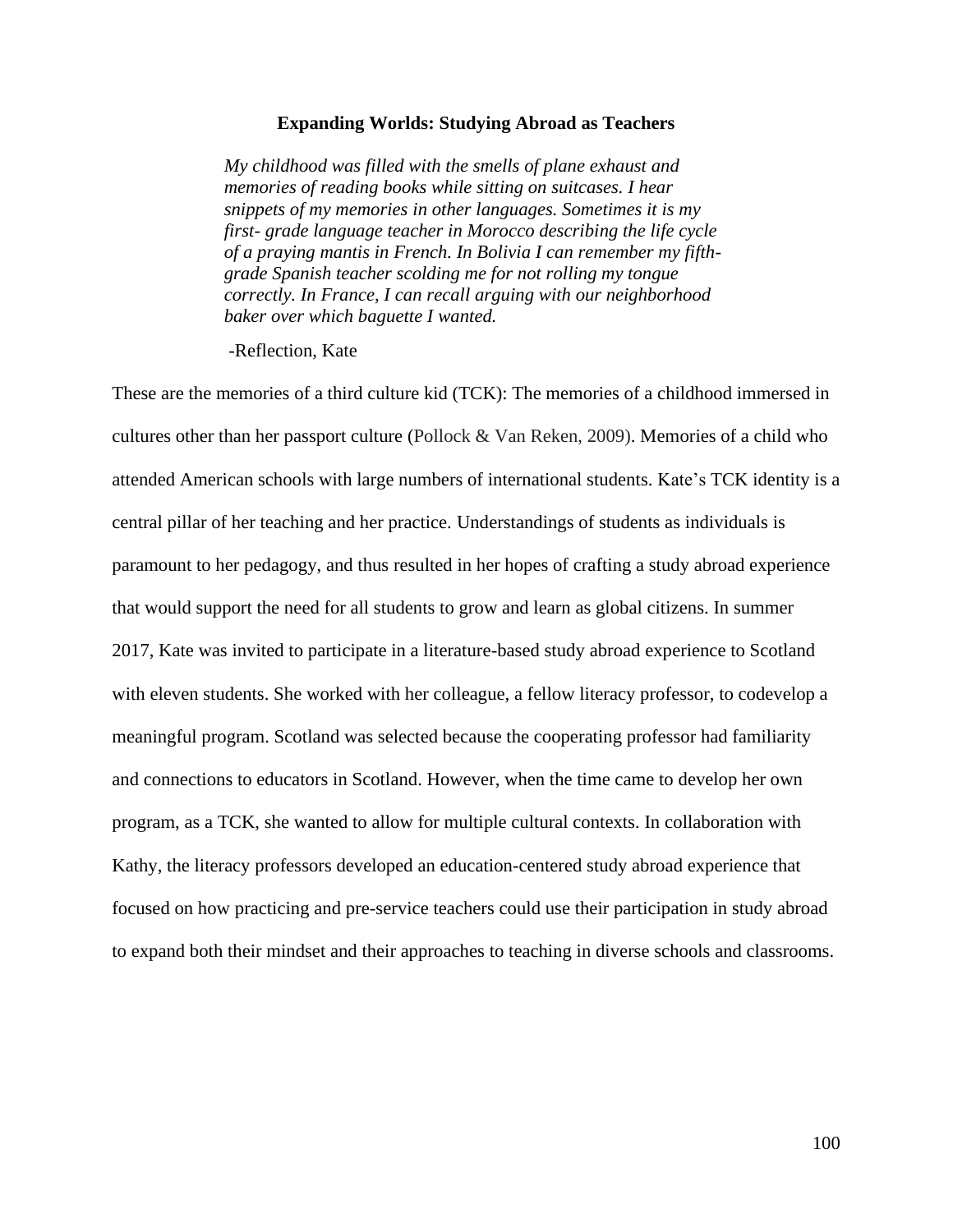## Expanding Worlds: Studying Abroad as Teachers

> *My childhood was filled with the smells of plane exhaust and memories of reading books while sitting on suitcases. I hear snippets of my memories in other languages. Sometimes it is my first- grade language teacher in Morocco describing the life cycle of a praying mantis in French. In Bolivia I can remember my fifth-grade Spanish teacher scolding me for not rolling my tongue correctly. In France, I can recall arguing with our neighborhood baker over which baguette I wanted.*
>
> -Reflection, Kate

These are the memories of a third culture kid (TCK): The memories of a childhood immersed in cultures other than her passport culture (Pollock & Van Reken, 2009). Memories of a child who attended American schools with large numbers of international students. Kate's TCK identity is a central pillar of her teaching and her practice. Understandings of students as individuals is paramount to her pedagogy, and thus resulted in her hopes of crafting a study abroad experience that would support the need for all students to grow and learn as global citizens. In summer 2017, Kate was invited to participate in a literature-based study abroad experience to Scotland with eleven students. She worked with her colleague, a fellow literacy professor, to codevelop a meaningful program. Scotland was selected because the cooperating professor had familiarity and connections to educators in Scotland. However, when the time came to develop her own program, as a TCK, she wanted to allow for multiple cultural contexts. In collaboration with Kathy, the literacy professors developed an education-centered study abroad experience that focused on how practicing and pre-service teachers could use their participation in study abroad to expand both their mindset and their approaches to teaching in diverse schools and classrooms.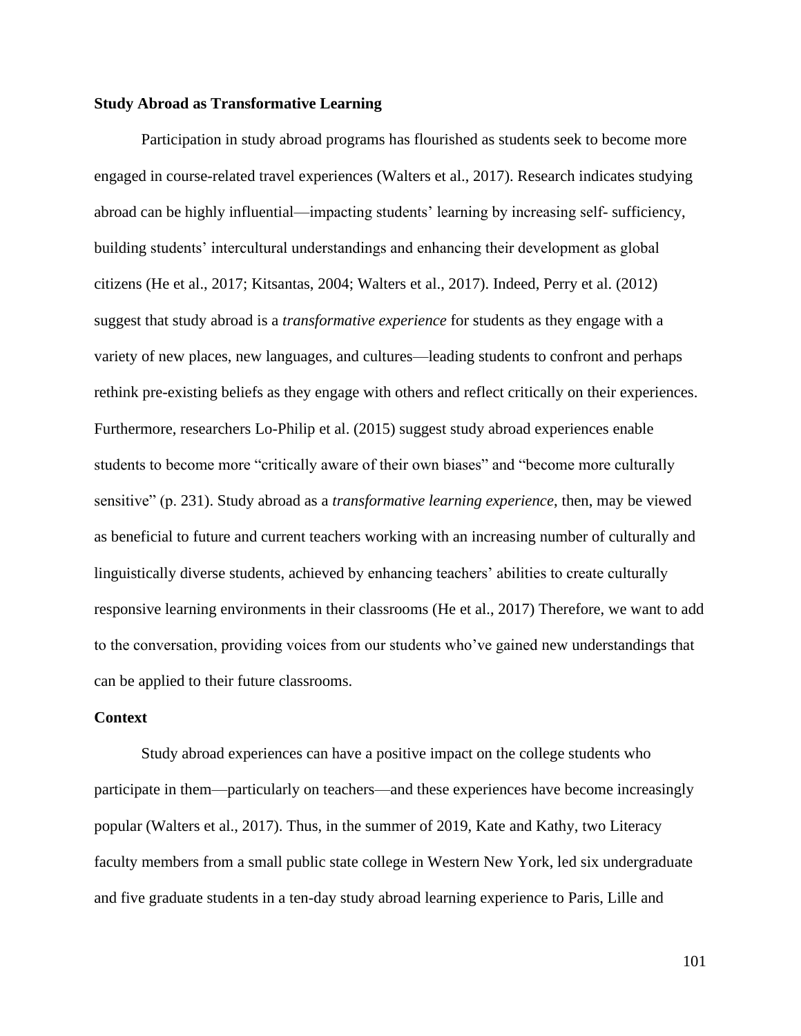### Study Abroad as Transformative Learning

Participation in study abroad programs has flourished as students seek to become more engaged in course-related travel experiences (Walters et al., 2017). Research indicates studying abroad can be highly influential—impacting students' learning by increasing self- sufficiency, building students' intercultural understandings and enhancing their development as global citizens (He et al., 2017; Kitsantas, 2004; Walters et al., 2017). Indeed, Perry et al. (2012) suggest that study abroad is a *transformative experience* for students as they engage with a variety of new places, new languages, and cultures—leading students to confront and perhaps rethink pre-existing beliefs as they engage with others and reflect critically on their experiences. Furthermore, researchers Lo-Philip et al. (2015) suggest study abroad experiences enable students to become more "critically aware of their own biases" and "become more culturally sensitive" (p. 231). Study abroad as a *transformative learning experience*, then, may be viewed as beneficial to future and current teachers working with an increasing number of culturally and linguistically diverse students, achieved by enhancing teachers' abilities to create culturally responsive learning environments in their classrooms (He et al., 2017) Therefore, we want to add to the conversation, providing voices from our students who've gained new understandings that can be applied to their future classrooms.

### Context

Study abroad experiences can have a positive impact on the college students who participate in them—particularly on teachers—and these experiences have become increasingly popular (Walters et al., 2017). Thus, in the summer of 2019, Kate and Kathy, two Literacy faculty members from a small public state college in Western New York, led six undergraduate and five graduate students in a ten-day study abroad learning experience to Paris, Lille and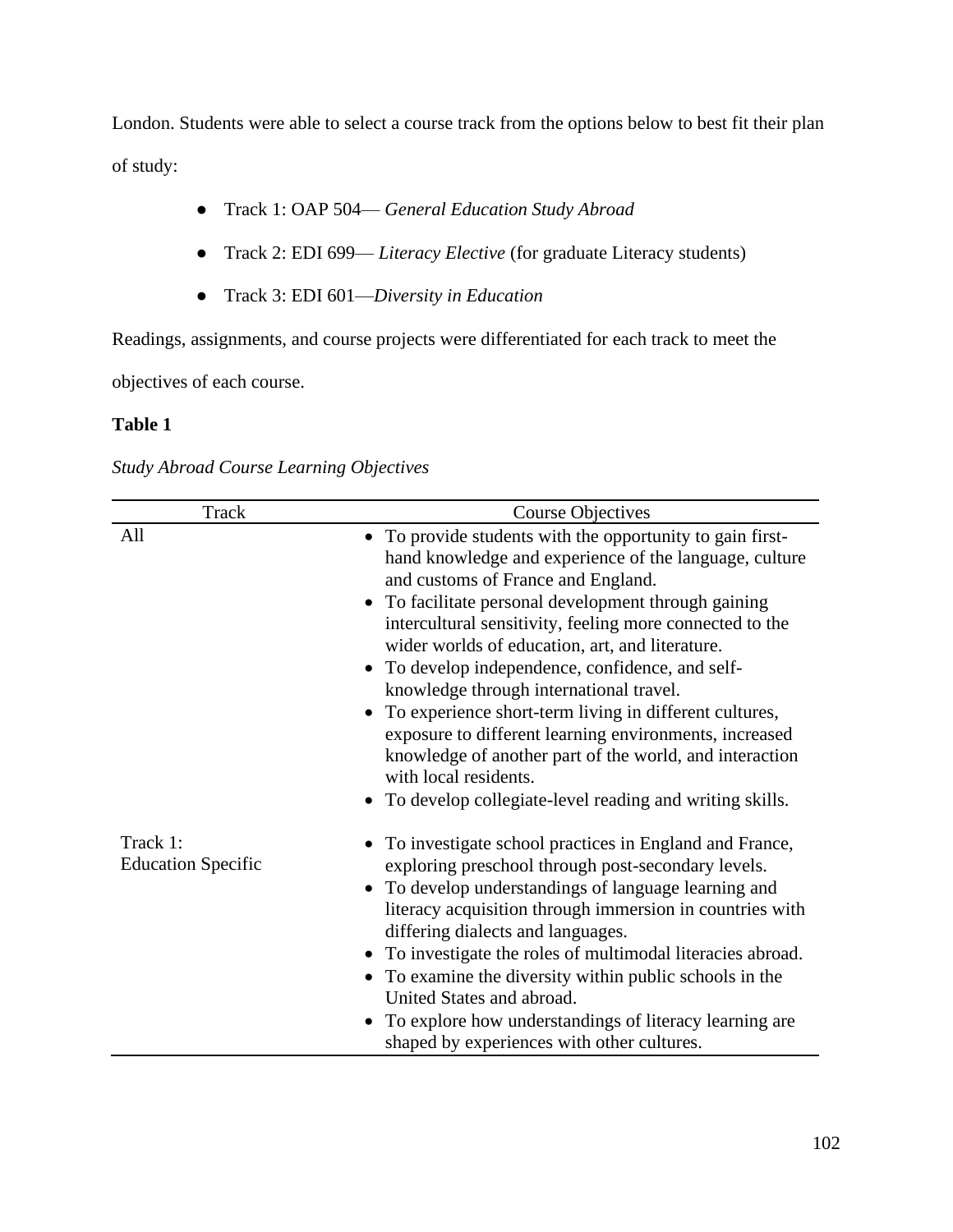London. Students were able to select a course track from the options below to best fit their plan of study:

- Track 1: OAP 504— *General Education Study Abroad*
- Track 2: EDI 699— *Literacy Elective* (for graduate Literacy students)
- Track 3: EDI 601—*Diversity in Education*

Readings, assignments, and course projects were differentiated for each track to meet the objectives of each course.

**Table 1**

*Study Abroad Course Learning Objectives*

| Track | Course Objectives |
| --- | --- |
| All | • To provide students with the opportunity to gain first-hand knowledge and experience of the language, culture and customs of France and England.<br>• To facilitate personal development through gaining intercultural sensitivity, feeling more connected to the wider worlds of education, art, and literature.<br>• To develop independence, confidence, and self-knowledge through international travel.<br>• To experience short-term living in different cultures, exposure to different learning environments, increased knowledge of another part of the world, and interaction with local residents.<br>• To develop collegiate-level reading and writing skills. |
| Track 1: Education Specific | • To investigate school practices in England and France, exploring preschool through post-secondary levels.<br>• To develop understandings of language learning and literacy acquisition through immersion in countries with differing dialects and languages.<br>• To investigate the roles of multimodal literacies abroad.<br>• To examine the diversity within public schools in the United States and abroad.<br>• To explore how understandings of literacy learning are shaped by experiences with other cultures. |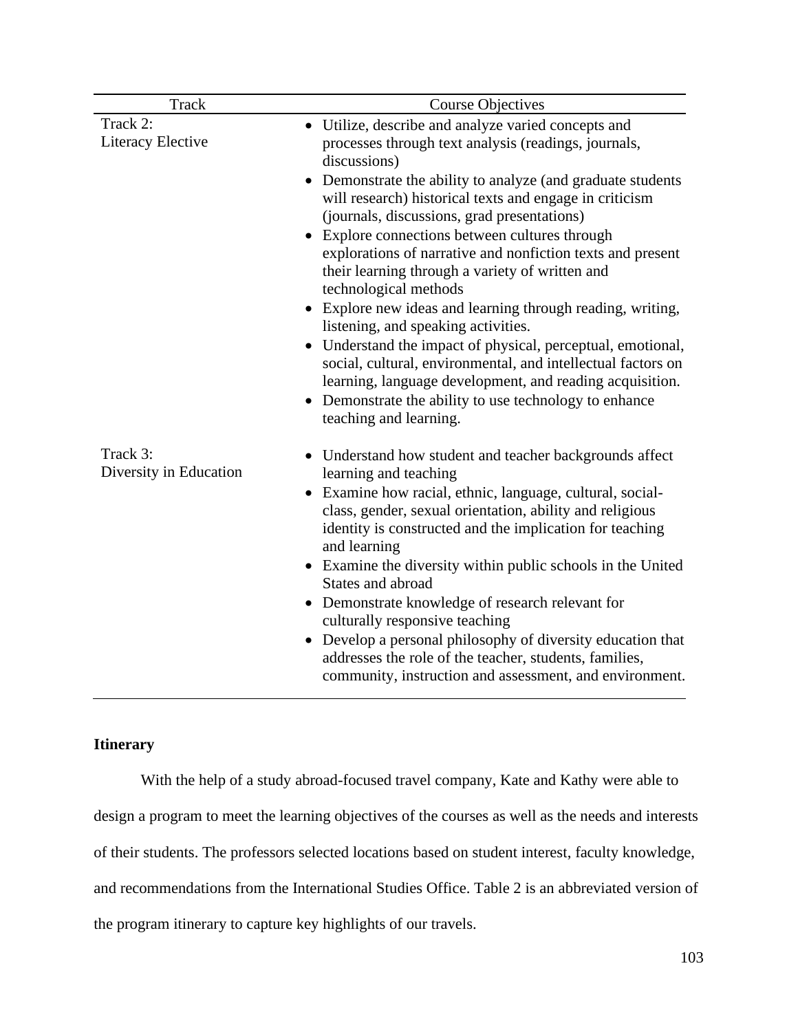| Track | Course Objectives |
| --- | --- |
| Track 2: Literacy Elective | • Utilize, describe and analyze varied concepts and processes through text analysis (readings, journals, discussions)<br>• Demonstrate the ability to analyze (and graduate students will research) historical texts and engage in criticism (journals, discussions, grad presentations)<br>• Explore connections between cultures through explorations of narrative and nonfiction texts and present their learning through a variety of written and technological methods<br>• Explore new ideas and learning through reading, writing, listening, and speaking activities.<br>• Understand the impact of physical, perceptual, emotional, social, cultural, environmental, and intellectual factors on learning, language development, and reading acquisition.<br>• Demonstrate the ability to use technology to enhance teaching and learning. |
| Track 3: Diversity in Education | • Understand how student and teacher backgrounds affect learning and teaching<br>• Examine how racial, ethnic, language, cultural, social-class, gender, sexual orientation, ability and religious identity is constructed and the implication for teaching and learning<br>• Examine the diversity within public schools in the United States and abroad<br>• Demonstrate knowledge of research relevant for culturally responsive teaching<br>• Develop a personal philosophy of diversity education that addresses the role of the teacher, students, families, community, instruction and assessment, and environment. |

**Itinerary**

With the help of a study abroad-focused travel company, Kate and Kathy were able to design a program to meet the learning objectives of the courses as well as the needs and interests of their students. The professors selected locations based on student interest, faculty knowledge, and recommendations from the International Studies Office. Table 2 is an abbreviated version of the program itinerary to capture key highlights of our travels.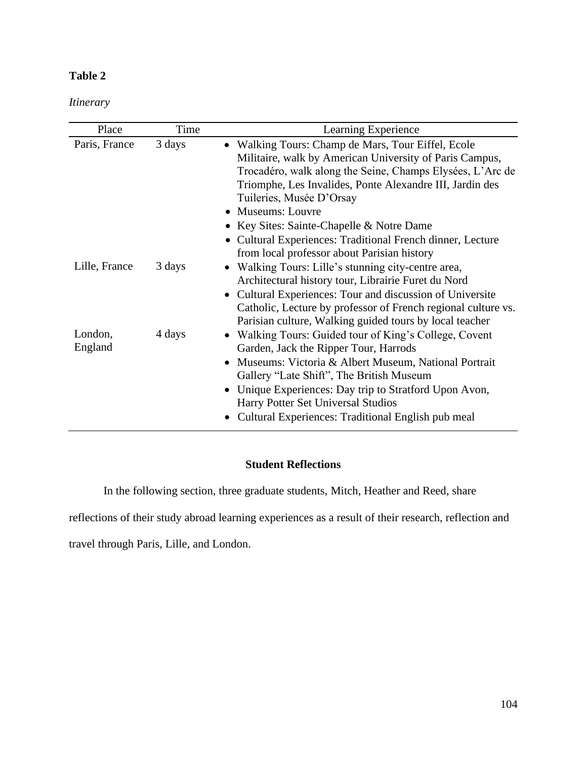**Table 2**

*Itinerary*

| Place | Time | Learning Experience |
|---|---|---|
| Paris, France | 3 days | • Walking Tours: Champ de Mars, Tour Eiffel, Ecole Militaire, walk by American University of Paris Campus, Trocadéro, walk along the Seine, Champs Elysées, L'Arc de Triomphe, Les Invalides, Ponte Alexandre III, Jardin des Tuileries, Musée D'Orsay<br>• Museums: Louvre<br>• Key Sites: Sainte-Chapelle & Notre Dame<br>• Cultural Experiences: Traditional French dinner, Lecture from local professor about Parisian history |
| Lille, France | 3 days | • Walking Tours: Lille's stunning city-centre area, Architectural history tour, Librairie Furet du Nord<br>• Cultural Experiences: Tour and discussion of Universite Catholic, Lecture by professor of French regional culture vs. Parisian culture, Walking guided tours by local teacher |
| London, England | 4 days | • Walking Tours: Guided tour of King's College, Covent Garden, Jack the Ripper Tour, Harrods<br>• Museums: Victoria & Albert Museum, National Portrait Gallery "Late Shift", The British Museum<br>• Unique Experiences: Day trip to Stratford Upon Avon, Harry Potter Set Universal Studios<br>• Cultural Experiences: Traditional English pub meal |

## Student Reflections

In the following section, three graduate students, Mitch, Heather and Reed, share reflections of their study abroad learning experiences as a result of their research, reflection and travel through Paris, Lille, and London.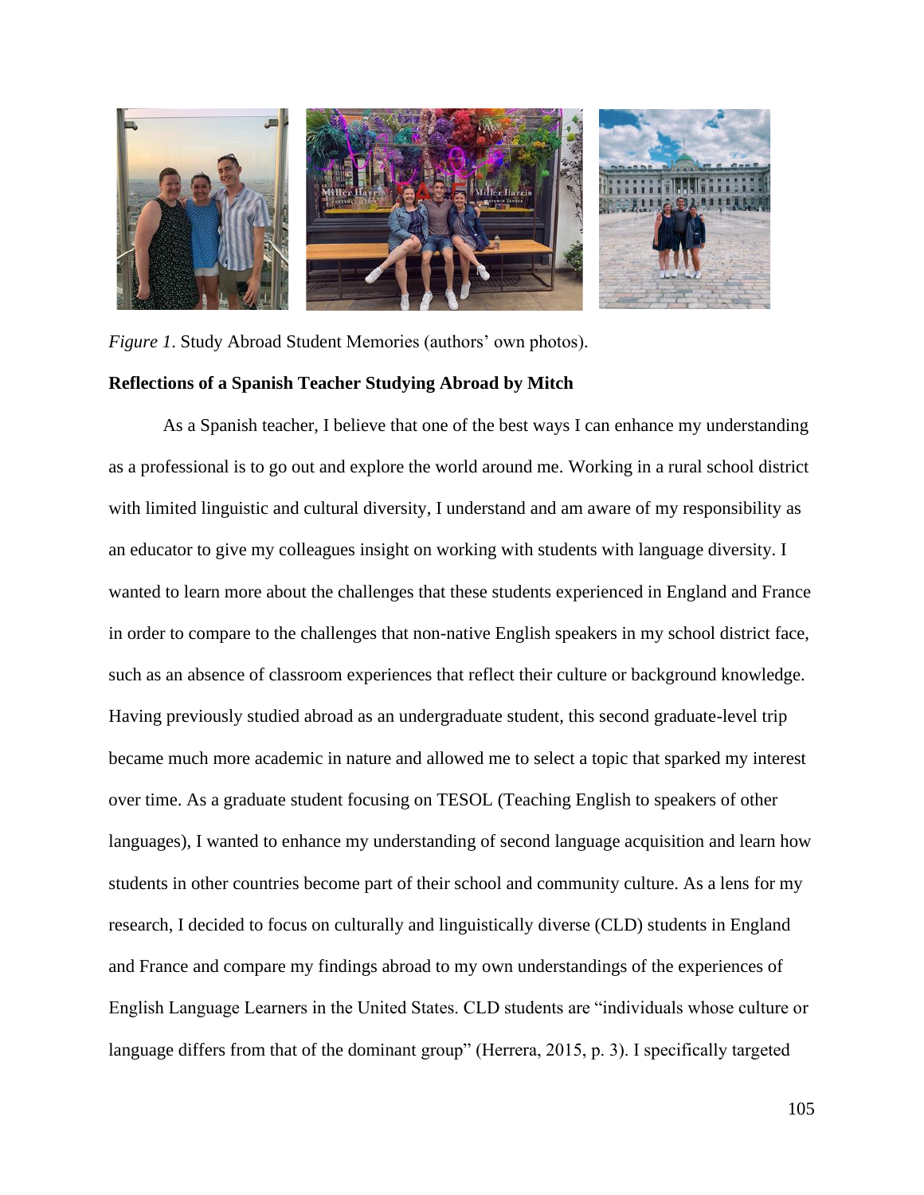*Figure 1*. Study Abroad Student Memories (authors' own photos).

**Reflections of a Spanish Teacher Studying Abroad by Mitch**

As a Spanish teacher, I believe that one of the best ways I can enhance my understanding as a professional is to go out and explore the world around me. Working in a rural school district with limited linguistic and cultural diversity, I understand and am aware of my responsibility as an educator to give my colleagues insight on working with students with language diversity. I wanted to learn more about the challenges that these students experienced in England and France in order to compare to the challenges that non-native English speakers in my school district face, such as an absence of classroom experiences that reflect their culture or background knowledge. Having previously studied abroad as an undergraduate student, this second graduate-level trip became much more academic in nature and allowed me to select a topic that sparked my interest over time. As a graduate student focusing on TESOL (Teaching English to speakers of other languages), I wanted to enhance my understanding of second language acquisition and learn how students in other countries become part of their school and community culture. As a lens for my research, I decided to focus on culturally and linguistically diverse (CLD) students in England and France and compare my findings abroad to my own understandings of the experiences of English Language Learners in the United States. CLD students are "individuals whose culture or language differs from that of the dominant group" (Herrera, 2015, p. 3). I specifically targeted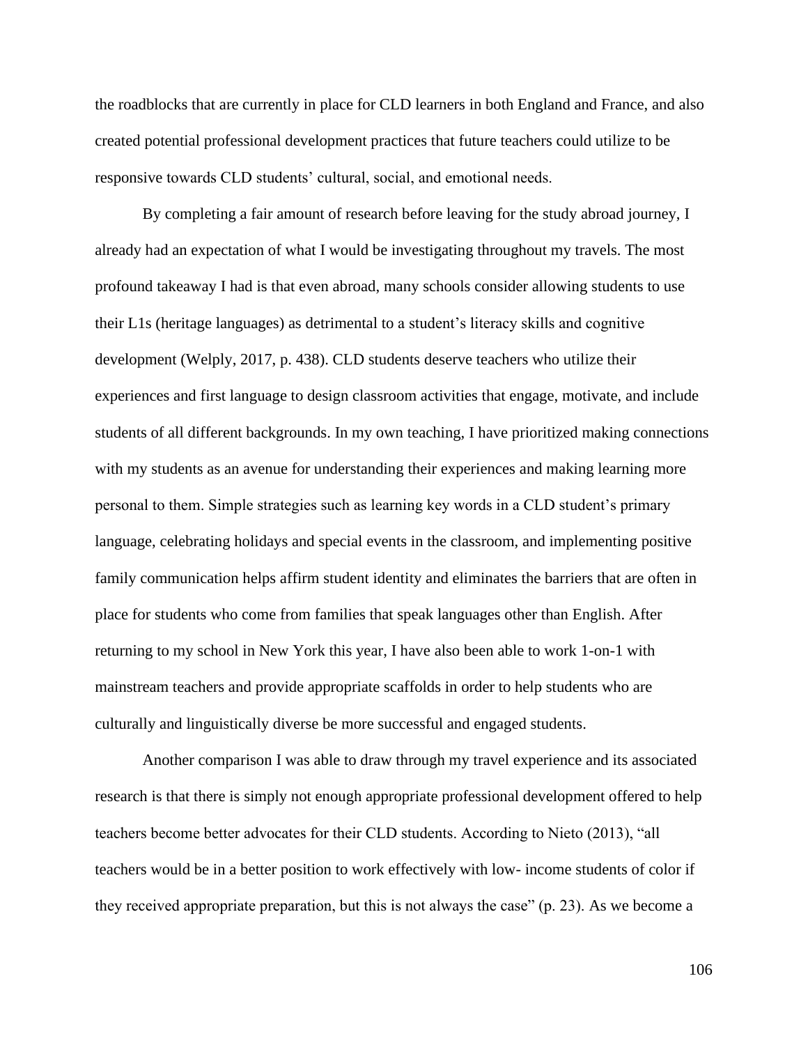the roadblocks that are currently in place for CLD learners in both England and France, and also created potential professional development practices that future teachers could utilize to be responsive towards CLD students' cultural, social, and emotional needs.

By completing a fair amount of research before leaving for the study abroad journey, I already had an expectation of what I would be investigating throughout my travels. The most profound takeaway I had is that even abroad, many schools consider allowing students to use their L1s (heritage languages) as detrimental to a student's literacy skills and cognitive development (Welply, 2017, p. 438). CLD students deserve teachers who utilize their experiences and first language to design classroom activities that engage, motivate, and include students of all different backgrounds. In my own teaching, I have prioritized making connections with my students as an avenue for understanding their experiences and making learning more personal to them. Simple strategies such as learning key words in a CLD student's primary language, celebrating holidays and special events in the classroom, and implementing positive family communication helps affirm student identity and eliminates the barriers that are often in place for students who come from families that speak languages other than English. After returning to my school in New York this year, I have also been able to work 1-on-1 with mainstream teachers and provide appropriate scaffolds in order to help students who are culturally and linguistically diverse be more successful and engaged students.

Another comparison I was able to draw through my travel experience and its associated research is that there is simply not enough appropriate professional development offered to help teachers become better advocates for their CLD students. According to Nieto (2013), "all teachers would be in a better position to work effectively with low- income students of color if they received appropriate preparation, but this is not always the case" (p. 23). As we become a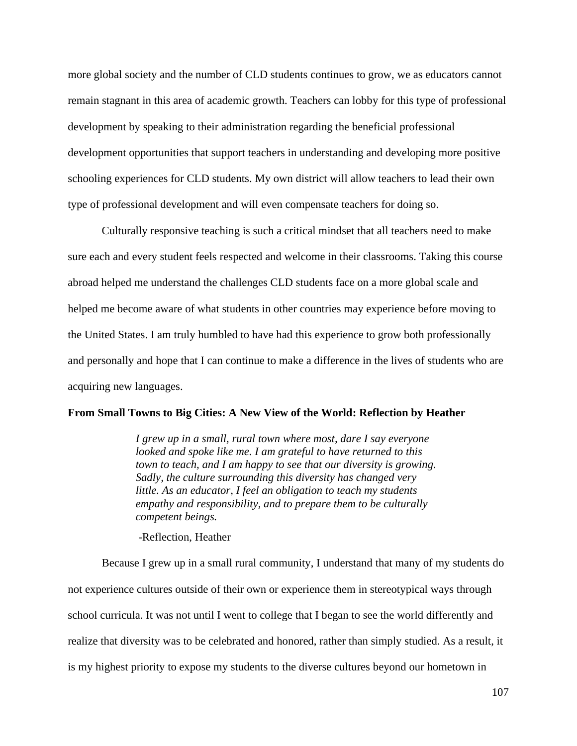more global society and the number of CLD students continues to grow, we as educators cannot remain stagnant in this area of academic growth. Teachers can lobby for this type of professional development by speaking to their administration regarding the beneficial professional development opportunities that support teachers in understanding and developing more positive schooling experiences for CLD students. My own district will allow teachers to lead their own type of professional development and will even compensate teachers for doing so.

Culturally responsive teaching is such a critical mindset that all teachers need to make sure each and every student feels respected and welcome in their classrooms. Taking this course abroad helped me understand the challenges CLD students face on a more global scale and helped me become aware of what students in other countries may experience before moving to the United States. I am truly humbled to have had this experience to grow both professionally and personally and hope that I can continue to make a difference in the lives of students who are acquiring new languages.

**From Small Towns to Big Cities: A New View of the World: Reflection by Heather**

> *I grew up in a small, rural town where most, dare I say everyone looked and spoke like me. I am grateful to have returned to this town to teach, and I am happy to see that our diversity is growing. Sadly, the culture surrounding this diversity has changed very little. As an educator, I feel an obligation to teach my students empathy and responsibility, and to prepare them to be culturally competent beings.*
>
> -Reflection, Heather

Because I grew up in a small rural community, I understand that many of my students do not experience cultures outside of their own or experience them in stereotypical ways through school curricula. It was not until I went to college that I began to see the world differently and realize that diversity was to be celebrated and honored, rather than simply studied. As a result, it is my highest priority to expose my students to the diverse cultures beyond our hometown in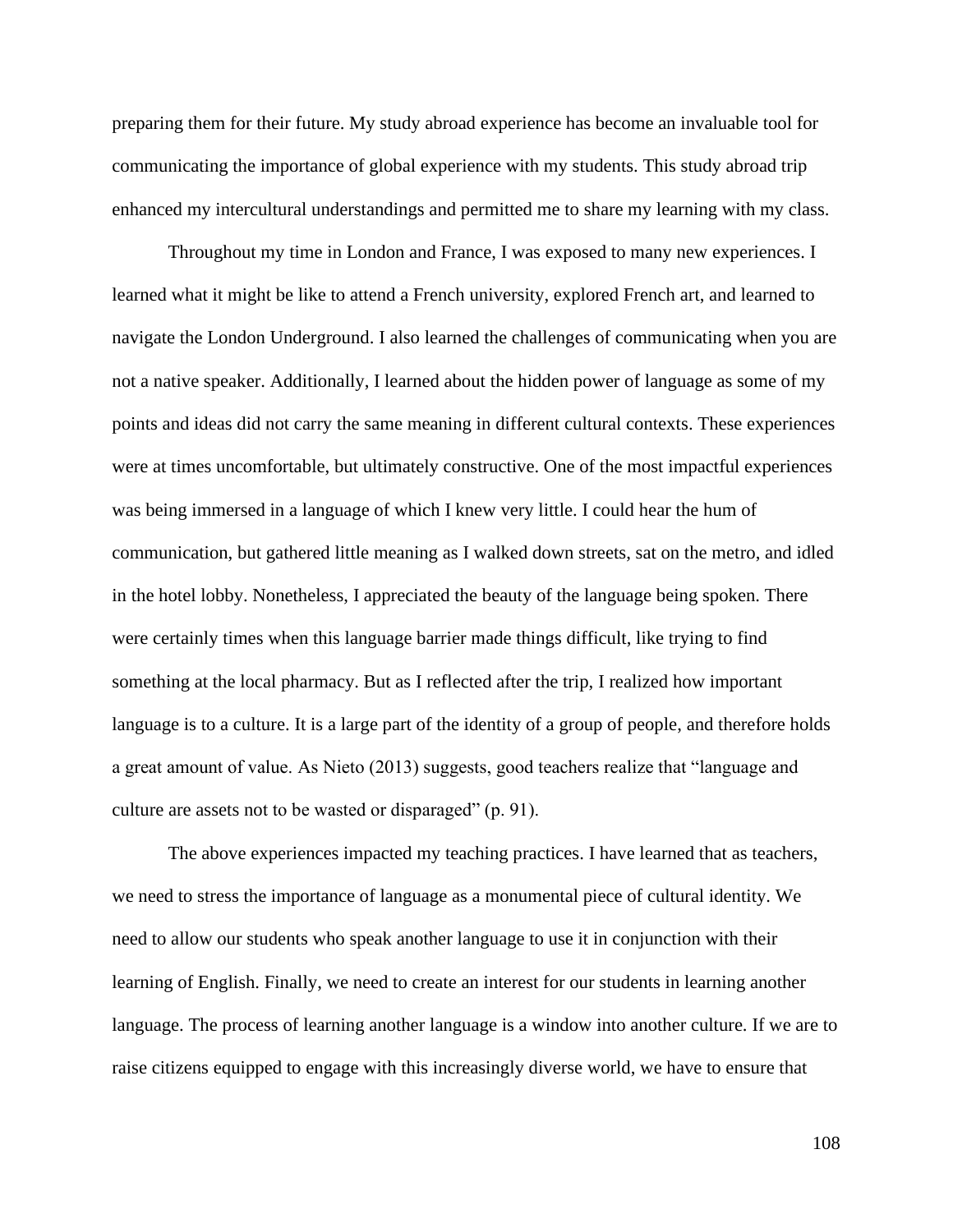preparing them for their future. My study abroad experience has become an invaluable tool for communicating the importance of global experience with my students. This study abroad trip enhanced my intercultural understandings and permitted me to share my learning with my class.

Throughout my time in London and France, I was exposed to many new experiences. I learned what it might be like to attend a French university, explored French art, and learned to navigate the London Underground. I also learned the challenges of communicating when you are not a native speaker. Additionally, I learned about the hidden power of language as some of my points and ideas did not carry the same meaning in different cultural contexts. These experiences were at times uncomfortable, but ultimately constructive. One of the most impactful experiences was being immersed in a language of which I knew very little. I could hear the hum of communication, but gathered little meaning as I walked down streets, sat on the metro, and idled in the hotel lobby. Nonetheless, I appreciated the beauty of the language being spoken. There were certainly times when this language barrier made things difficult, like trying to find something at the local pharmacy. But as I reflected after the trip, I realized how important language is to a culture. It is a large part of the identity of a group of people, and therefore holds a great amount of value. As Nieto (2013) suggests, good teachers realize that "language and culture are assets not to be wasted or disparaged" (p. 91).

The above experiences impacted my teaching practices. I have learned that as teachers, we need to stress the importance of language as a monumental piece of cultural identity. We need to allow our students who speak another language to use it in conjunction with their learning of English. Finally, we need to create an interest for our students in learning another language. The process of learning another language is a window into another culture. If we are to raise citizens equipped to engage with this increasingly diverse world, we have to ensure that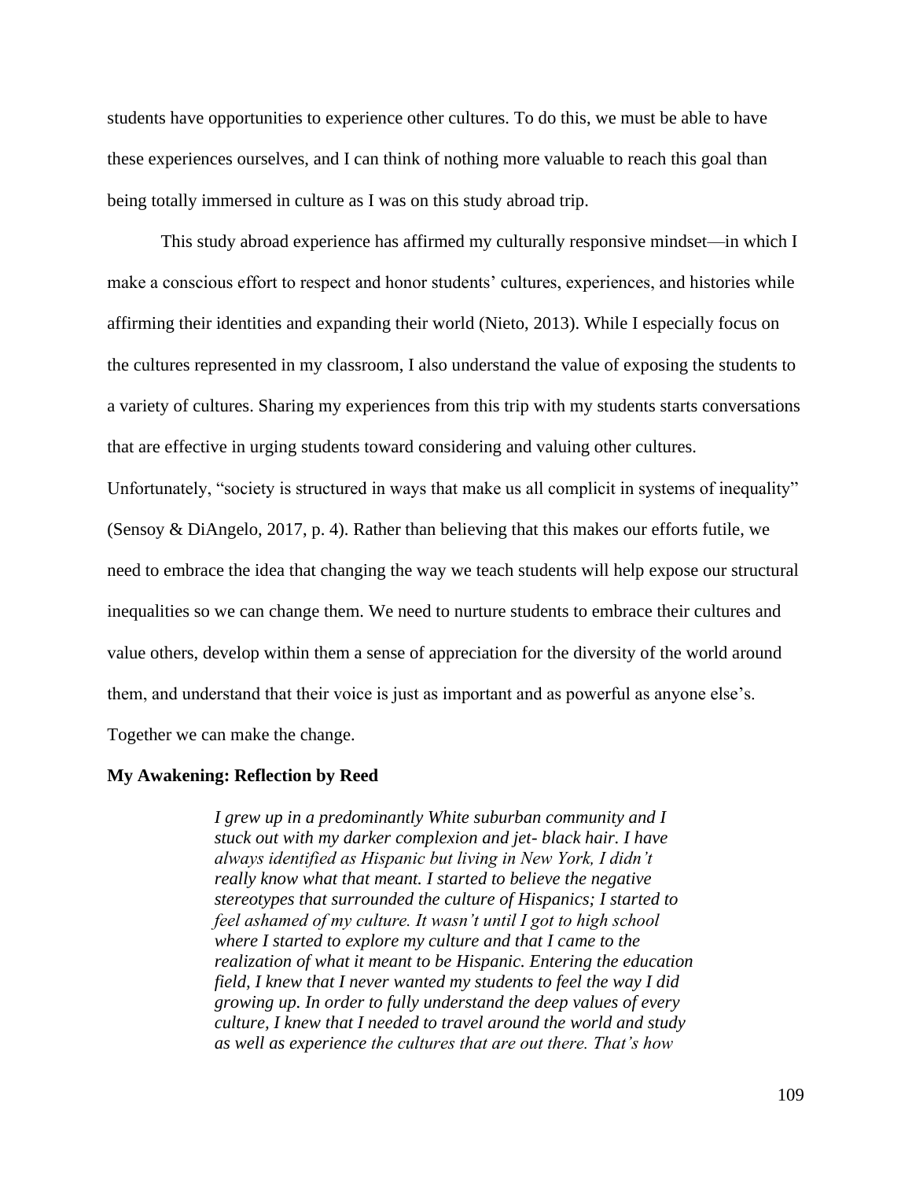students have opportunities to experience other cultures. To do this, we must be able to have these experiences ourselves, and I can think of nothing more valuable to reach this goal than being totally immersed in culture as I was on this study abroad trip.

This study abroad experience has affirmed my culturally responsive mindset—in which I make a conscious effort to respect and honor students' cultures, experiences, and histories while affirming their identities and expanding their world (Nieto, 2013). While I especially focus on the cultures represented in my classroom, I also understand the value of exposing the students to a variety of cultures. Sharing my experiences from this trip with my students starts conversations that are effective in urging students toward considering and valuing other cultures. Unfortunately, "society is structured in ways that make us all complicit in systems of inequality" (Sensoy & DiAngelo, 2017, p. 4). Rather than believing that this makes our efforts futile, we need to embrace the idea that changing the way we teach students will help expose our structural inequalities so we can change them. We need to nurture students to embrace their cultures and value others, develop within them a sense of appreciation for the diversity of the world around them, and understand that their voice is just as important and as powerful as anyone else's. Together we can make the change.

**My Awakening: Reflection by Reed**

> *I grew up in a predominantly White suburban community and I stuck out with my darker complexion and jet- black hair. I have always identified as Hispanic but living in New York, I didn't really know what that meant. I started to believe the negative stereotypes that surrounded the culture of Hispanics; I started to feel ashamed of my culture. It wasn't until I got to high school where I started to explore my culture and that I came to the realization of what it meant to be Hispanic. Entering the education field, I knew that I never wanted my students to feel the way I did growing up. In order to fully understand the deep values of every culture, I knew that I needed to travel around the world and study as well as experience the cultures that are out there. That's how*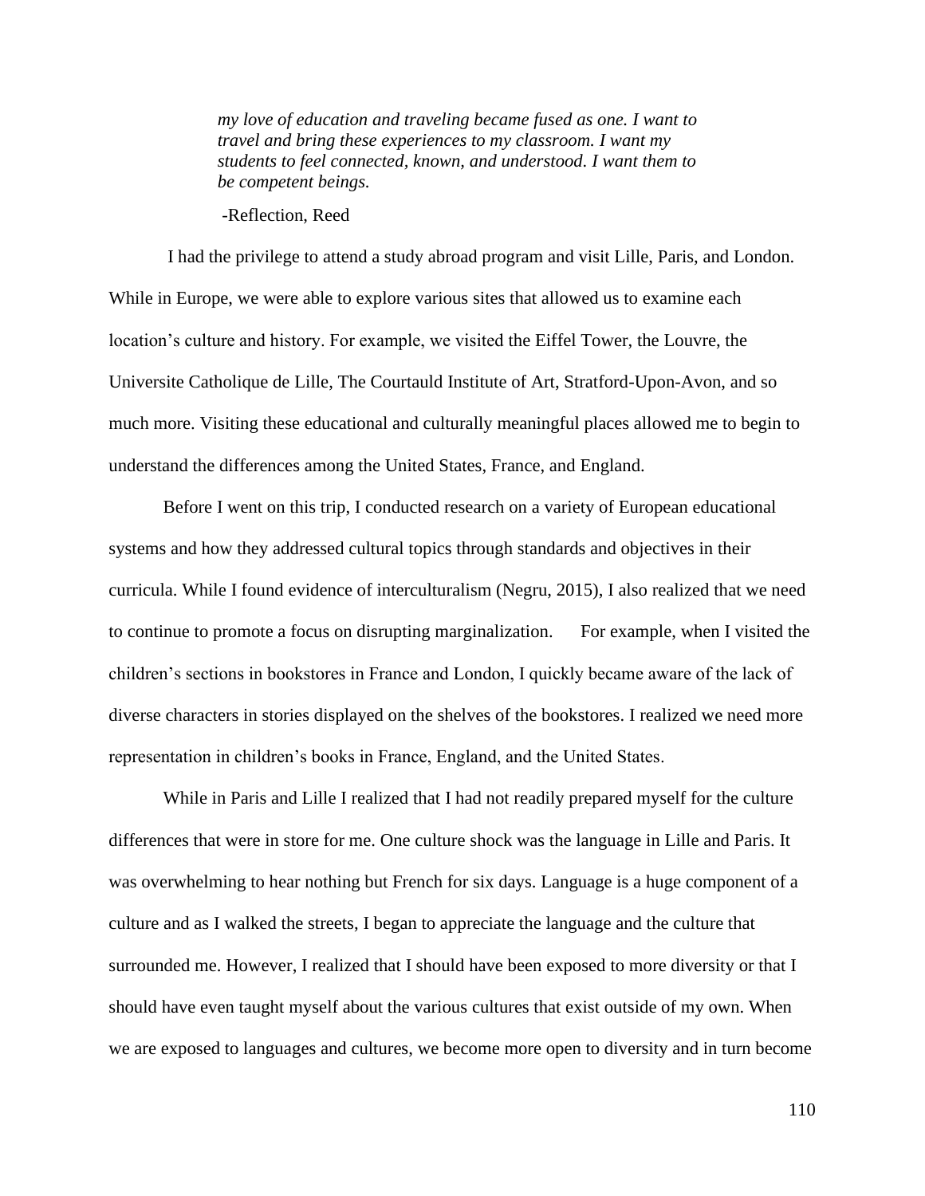> *my love of education and traveling became fused as one. I want to travel and bring these experiences to my classroom. I want my students to feel connected, known, and understood. I want them to be competent beings.*
>
> -Reflection, Reed

I had the privilege to attend a study abroad program and visit Lille, Paris, and London. While in Europe, we were able to explore various sites that allowed us to examine each location's culture and history. For example, we visited the Eiffel Tower, the Louvre, the Universite Catholique de Lille, The Courtauld Institute of Art, Stratford-Upon-Avon, and so much more. Visiting these educational and culturally meaningful places allowed me to begin to understand the differences among the United States, France, and England.

Before I went on this trip, I conducted research on a variety of European educational systems and how they addressed cultural topics through standards and objectives in their curricula. While I found evidence of interculturalism (Negru, 2015), I also realized that we need to continue to promote a focus on disrupting marginalization. For example, when I visited the children's sections in bookstores in France and London, I quickly became aware of the lack of diverse characters in stories displayed on the shelves of the bookstores. I realized we need more representation in children's books in France, England, and the United States.

While in Paris and Lille I realized that I had not readily prepared myself for the culture differences that were in store for me. One culture shock was the language in Lille and Paris. It was overwhelming to hear nothing but French for six days. Language is a huge component of a culture and as I walked the streets, I began to appreciate the language and the culture that surrounded me. However, I realized that I should have been exposed to more diversity or that I should have even taught myself about the various cultures that exist outside of my own. When we are exposed to languages and cultures, we become more open to diversity and in turn become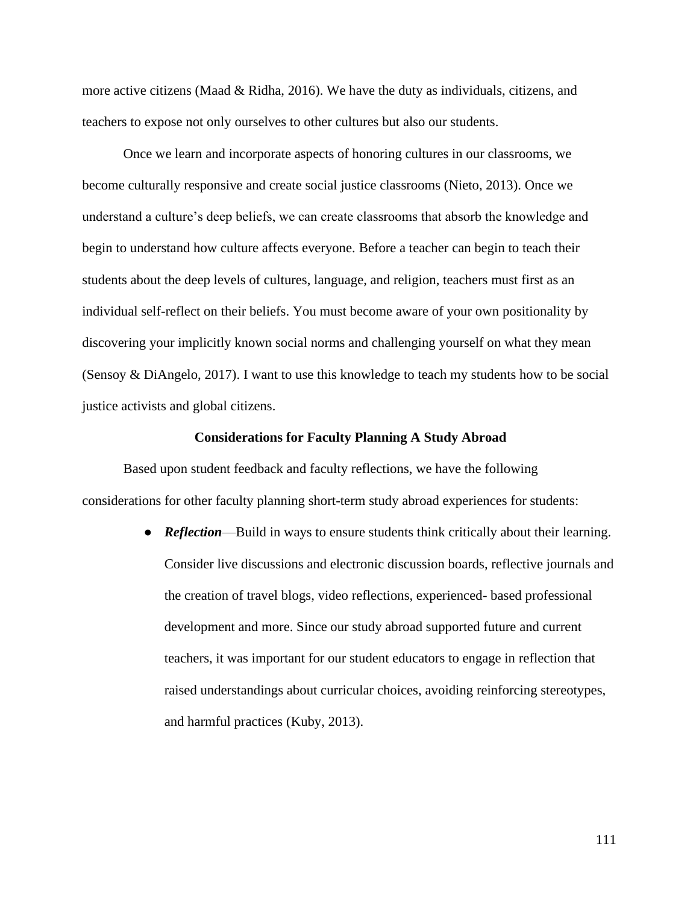more active citizens (Maad & Ridha, 2016). We have the duty as individuals, citizens, and teachers to expose not only ourselves to other cultures but also our students.

Once we learn and incorporate aspects of honoring cultures in our classrooms, we become culturally responsive and create social justice classrooms (Nieto, 2013). Once we understand a culture's deep beliefs, we can create classrooms that absorb the knowledge and begin to understand how culture affects everyone. Before a teacher can begin to teach their students about the deep levels of cultures, language, and religion, teachers must first as an individual self-reflect on their beliefs. You must become aware of your own positionality by discovering your implicitly known social norms and challenging yourself on what they mean (Sensoy & DiAngelo, 2017). I want to use this knowledge to teach my students how to be social justice activists and global citizens.

## Considerations for Faculty Planning A Study Abroad

Based upon student feedback and faculty reflections, we have the following considerations for other faculty planning short-term study abroad experiences for students:

- ***Reflection***—Build in ways to ensure students think critically about their learning. Consider live discussions and electronic discussion boards, reflective journals and the creation of travel blogs, video reflections, experienced- based professional development and more. Since our study abroad supported future and current teachers, it was important for our student educators to engage in reflection that raised understandings about curricular choices, avoiding reinforcing stereotypes, and harmful practices (Kuby, 2013).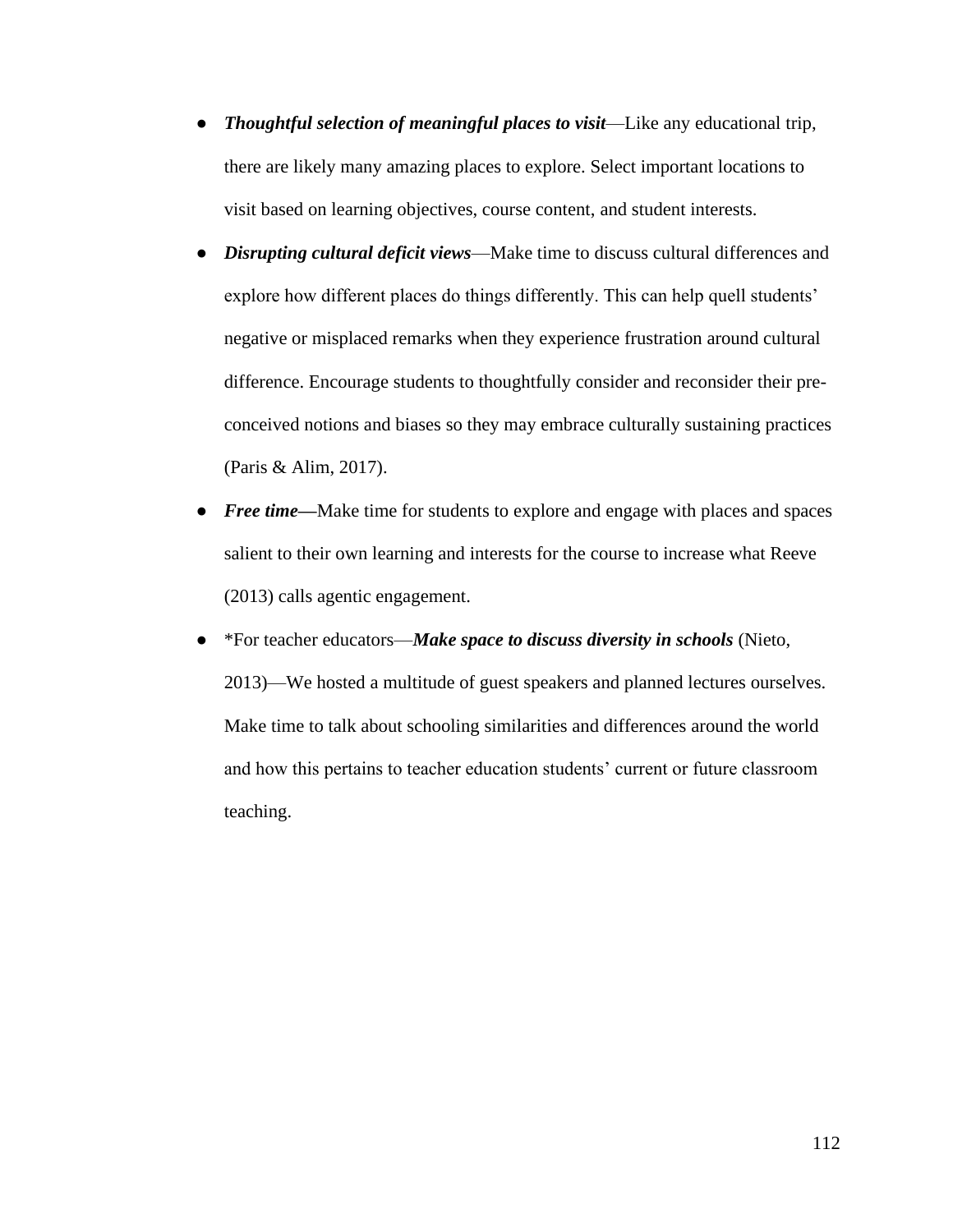- ***Thoughtful selection of meaningful places to visit***—Like any educational trip, there are likely many amazing places to explore. Select important locations to visit based on learning objectives, course content, and student interests.
- ***Disrupting cultural deficit views***—Make time to discuss cultural differences and explore how different places do things differently. This can help quell students' negative or misplaced remarks when they experience frustration around cultural difference. Encourage students to thoughtfully consider and reconsider their pre-conceived notions and biases so they may embrace culturally sustaining practices (Paris & Alim, 2017).
- ***Free time—***Make time for students to explore and engage with places and spaces salient to their own learning and interests for the course to increase what Reeve (2013) calls agentic engagement.
- *For teacher educators—***_Make space to discuss diversity in schools_** (Nieto, 2013)—We hosted a multitude of guest speakers and planned lectures ourselves. Make time to talk about schooling similarities and differences around the world and how this pertains to teacher education students' current or future classroom teaching.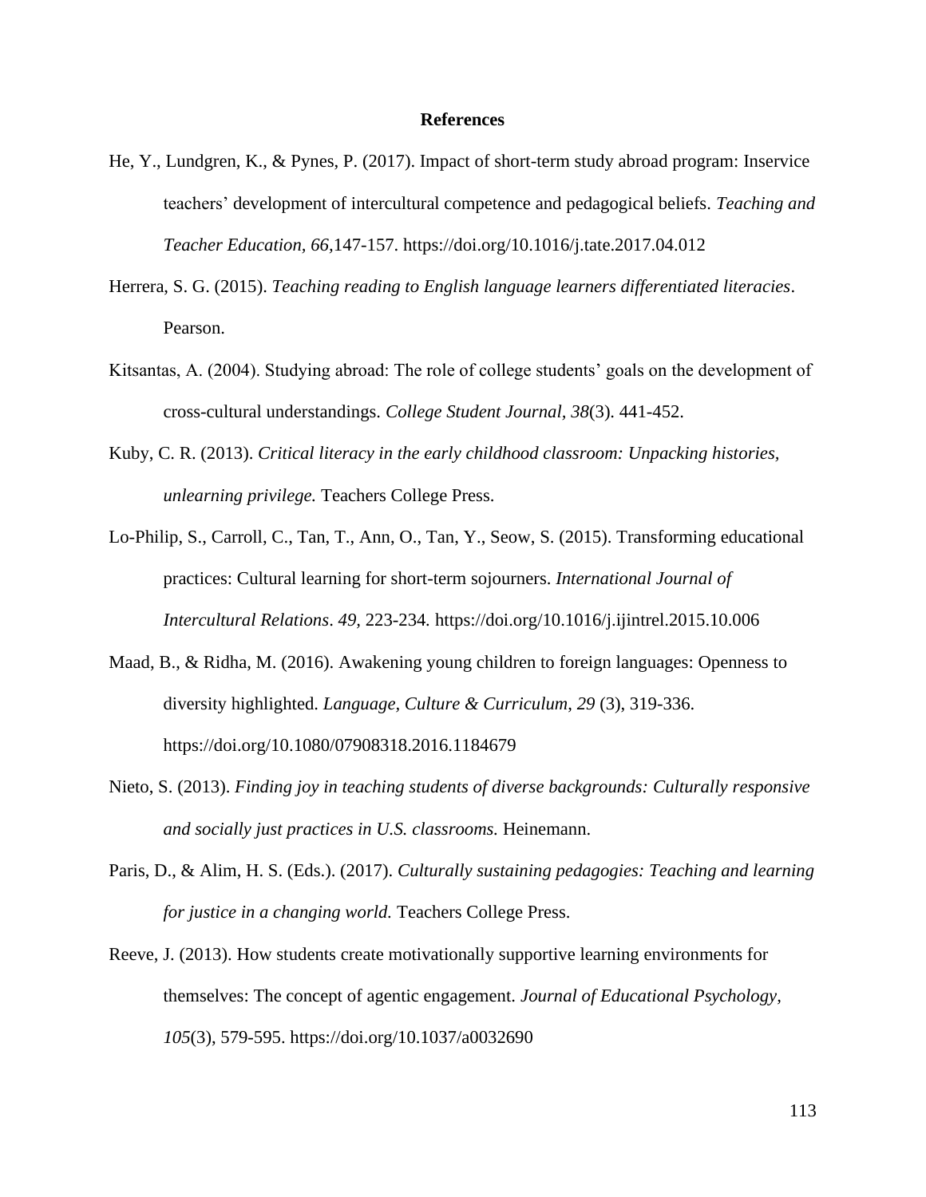## References

He, Y., Lundgren, K., & Pynes, P. (2017). Impact of short-term study abroad program: Inservice teachers' development of intercultural competence and pedagogical beliefs. *Teaching and Teacher Education, 66*,147-157. https://doi.org/10.1016/j.tate.2017.04.012

Herrera, S. G. (2015). *Teaching reading to English language learners differentiated literacies*. Pearson.

Kitsantas, A. (2004). Studying abroad: The role of college students' goals on the development of cross-cultural understandings. *College Student Journal*, *38*(3). 441-452.

Kuby, C. R. (2013). *Critical literacy in the early childhood classroom: Unpacking histories, unlearning privilege.* Teachers College Press.

Lo-Philip, S., Carroll, C., Tan, T., Ann, O., Tan, Y., Seow, S. (2015). Transforming educational practices: Cultural learning for short-term sojourners. *International Journal of Intercultural Relations*. *49,* 223-234*.* https://doi.org/10.1016/j.ijintrel.2015.10.006

Maad, B., & Ridha, M. (2016). Awakening young children to foreign languages: Openness to diversity highlighted. *Language, Culture & Curriculum*, *29* (3), 319-336. https://doi.org/10.1080/07908318.2016.1184679

Nieto, S. (2013). *Finding joy in teaching students of diverse backgrounds: Culturally responsive and socially just practices in U.S. classrooms.* Heinemann.

Paris, D., & Alim, H. S. (Eds.). (2017). *Culturally sustaining pedagogies: Teaching and learning for justice in a changing world.* Teachers College Press.

Reeve, J. (2013). How students create motivationally supportive learning environments for themselves: The concept of agentic engagement. *Journal of Educational Psychology, 105*(3), 579-595. https://doi.org/10.1037/a0032690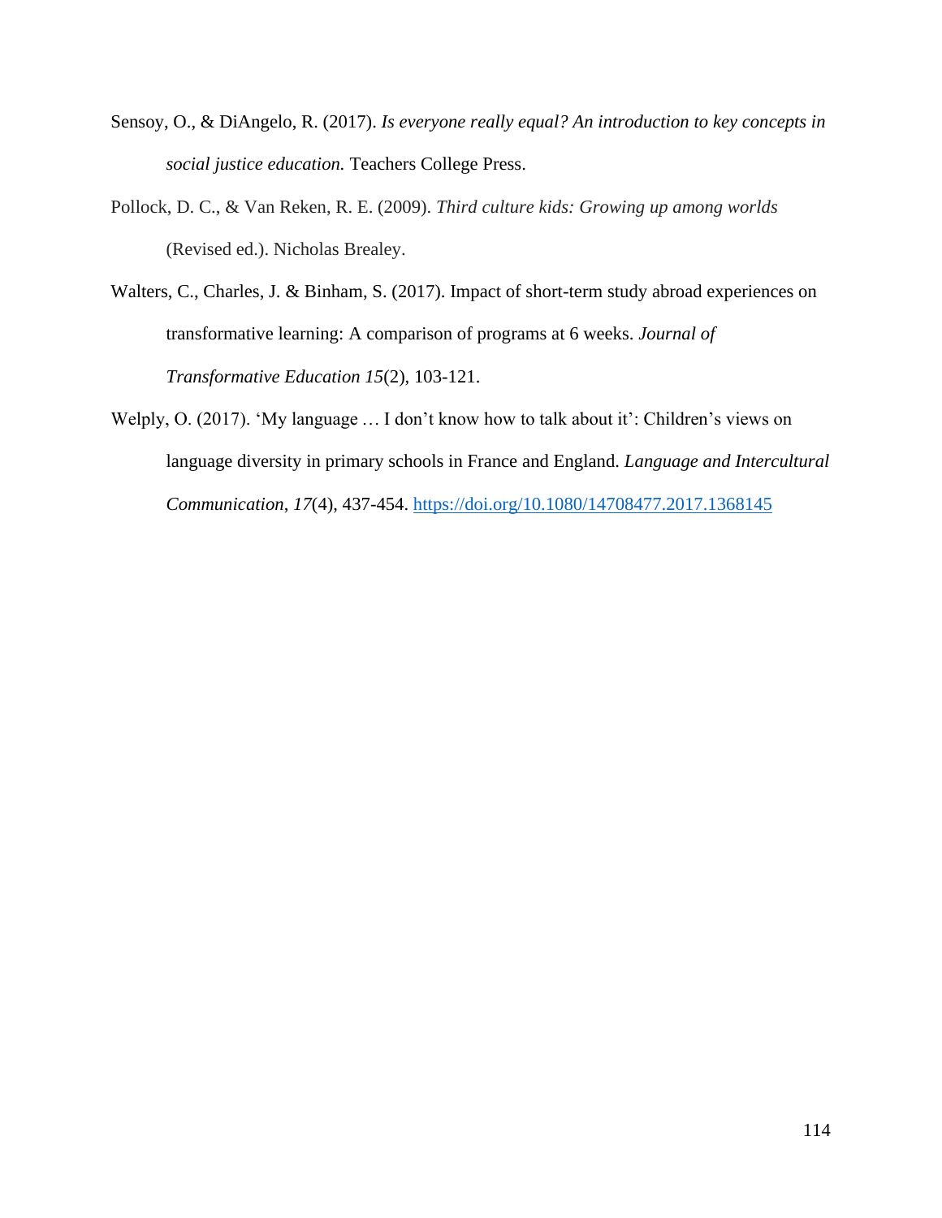Sensoy, O., & DiAngelo, R. (2017). *Is everyone really equal? An introduction to key concepts in social justice education.* Teachers College Press.

Pollock, D. C., & Van Reken, R. E. (2009). *Third culture kids: Growing up among worlds* (Revised ed.). Nicholas Brealey.

Walters, C., Charles, J. & Binham, S. (2017). Impact of short-term study abroad experiences on transformative learning: A comparison of programs at 6 weeks. *Journal of Transformative Education 15*(2), 103-121.

Welply, O. (2017). 'My language … I don't know how to talk about it': Children's views on language diversity in primary schools in France and England. *Language and Intercultural Communication*, *17*(4), 437-454. https://doi.org/10.1080/14708477.2017.1368145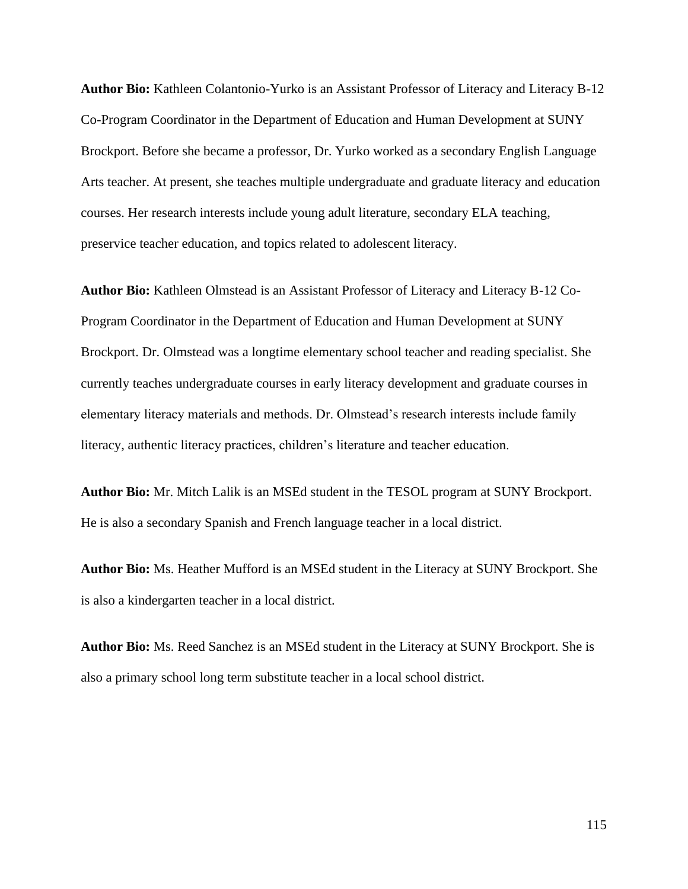**Author Bio:** Kathleen Colantonio-Yurko is an Assistant Professor of Literacy and Literacy B-12 Co-Program Coordinator in the Department of Education and Human Development at SUNY Brockport. Before she became a professor, Dr. Yurko worked as a secondary English Language Arts teacher. At present, she teaches multiple undergraduate and graduate literacy and education courses. Her research interests include young adult literature, secondary ELA teaching, preservice teacher education, and topics related to adolescent literacy.

**Author Bio:** Kathleen Olmstead is an Assistant Professor of Literacy and Literacy B-12 Co-Program Coordinator in the Department of Education and Human Development at SUNY Brockport. Dr. Olmstead was a longtime elementary school teacher and reading specialist. She currently teaches undergraduate courses in early literacy development and graduate courses in elementary literacy materials and methods. Dr. Olmstead's research interests include family literacy, authentic literacy practices, children's literature and teacher education.

**Author Bio:** Mr. Mitch Lalik is an MSEd student in the TESOL program at SUNY Brockport. He is also a secondary Spanish and French language teacher in a local district.

**Author Bio:** Ms. Heather Mufford is an MSEd student in the Literacy at SUNY Brockport. She is also a kindergarten teacher in a local district.

**Author Bio:** Ms. Reed Sanchez is an MSEd student in the Literacy at SUNY Brockport. She is also a primary school long term substitute teacher in a local school district.